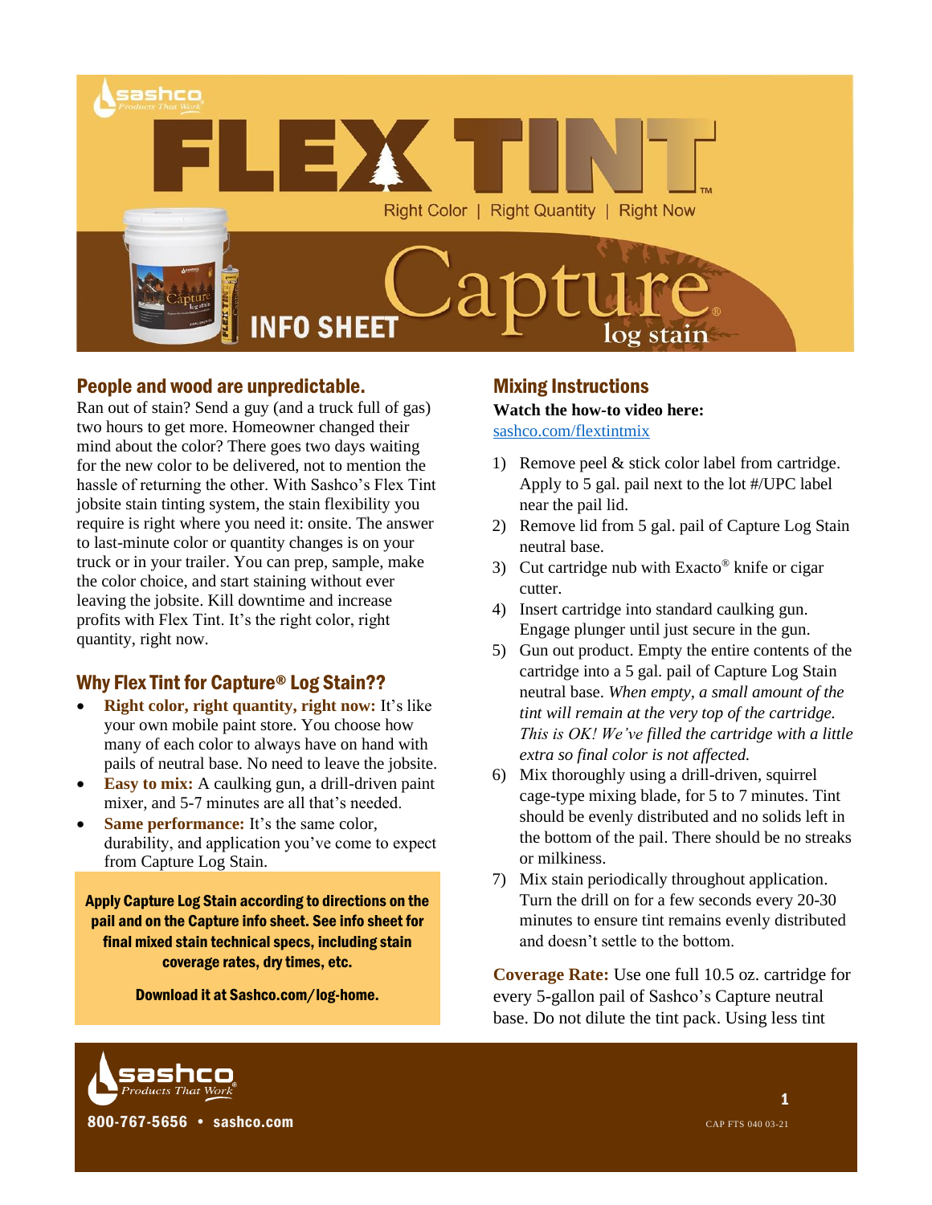# FLEX TINT™

Right Color | Right Quantity | Right Now

## Capture® log stain INFO SHEET

## People and wood are unpredictable.

Ran out of stain? Send a guy (and a truck full of gas) two hours to get more. Homeowner changed their mind about the color? There goes two days waiting for the new color to be delivered, not to mention the hassle of returning the other. With Sashco's Flex Tint jobsite stain tinting system, the stain flexibility you require is right where you need it: onsite. The answer to last-minute color or quantity changes is on your truck or in your trailer. You can prep, sample, make the color choice, and start staining without ever leaving the jobsite. Kill downtime and increase profits with Flex Tint. It's the right color, right quantity, right now.

## Why Flex Tint for Capture® Log Stain??

- **Right color, right quantity, right now:** It's like your own mobile paint store. You choose how many of each color to always have on hand with pails of neutral base. No need to leave the jobsite.
- **Easy to mix:** A caulking gun, a drill-driven paint mixer, and 5-7 minutes are all that's needed.
- **Same performance:** It's the same color, durability, and application you've come to expect from Capture Log Stain.

**Apply Capture Log Stain according to directions on the pail and on the Capture info sheet. See info sheet for final mixed stain technical specs, including stain coverage rates, dry times, etc.**

**Download it at Sashco.com/log-home.**

## Mixing Instructions

**Watch the how-to video here:**
sashco.com/flextintmix

1) Remove peel & stick color label from cartridge. Apply to 5 gal. pail next to the lot #/UPC label near the pail lid.
2) Remove lid from 5 gal. pail of Capture Log Stain neutral base.
3) Cut cartridge nub with Exacto® knife or cigar cutter.
4) Insert cartridge into standard caulking gun. Engage plunger until just secure in the gun.
5) Gun out product. Empty the entire contents of the cartridge into a 5 gal. pail of Capture Log Stain neutral base. *When empty, a small amount of the tint will remain at the very top of the cartridge. This is OK! We've filled the cartridge with a little extra so final color is not affected.*
6) Mix thoroughly using a drill-driven, squirrel cage-type mixing blade, for 5 to 7 minutes. Tint should be evenly distributed and no solids left in the bottom of the pail. There should be no streaks or milkiness.
7) Mix stain periodically throughout application. Turn the drill on for a few seconds every 20-30 minutes to ensure tint remains evenly distributed and doesn't settle to the bottom.

**Coverage Rate:** Use one full 10.5 oz. cartridge for every 5-gallon pail of Sashco's Capture neutral base. Do not dilute the tint pack. Using less tint

sashco Products That Work®
800-767-5656 • sashco.com

CAP FTS 040 03-21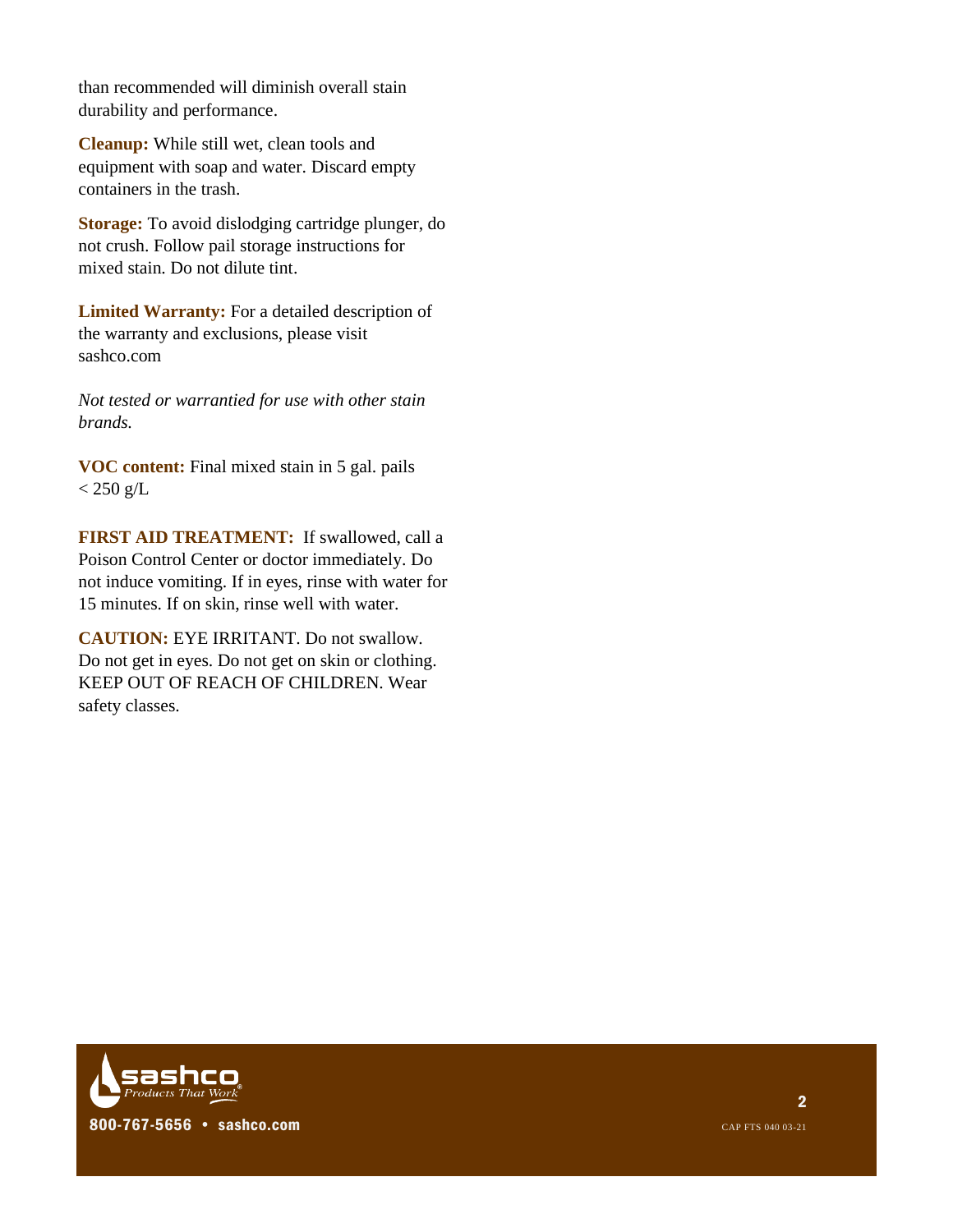than recommended will diminish overall stain durability and performance.

**Cleanup:** While still wet, clean tools and equipment with soap and water. Discard empty containers in the trash.

**Storage:** To avoid dislodging cartridge plunger, do not crush. Follow pail storage instructions for mixed stain. Do not dilute tint.

**Limited Warranty:** For a detailed description of the warranty and exclusions, please visit sashco.com

*Not tested or warrantied for use with other stain brands.*

**VOC content:** Final mixed stain in 5 gal. pails < 250 g/L

**FIRST AID TREATMENT:** If swallowed, call a Poison Control Center or doctor immediately. Do not induce vomiting. If in eyes, rinse with water for 15 minutes. If on skin, rinse well with water.

**CAUTION:** EYE IRRITANT. Do not swallow. Do not get in eyes. Do not get on skin or clothing. KEEP OUT OF REACH OF CHILDREN. Wear safety classes.

sashco Products That Work®

**800-767-5656 • sashco.com**

CAP FTS 040 03-21